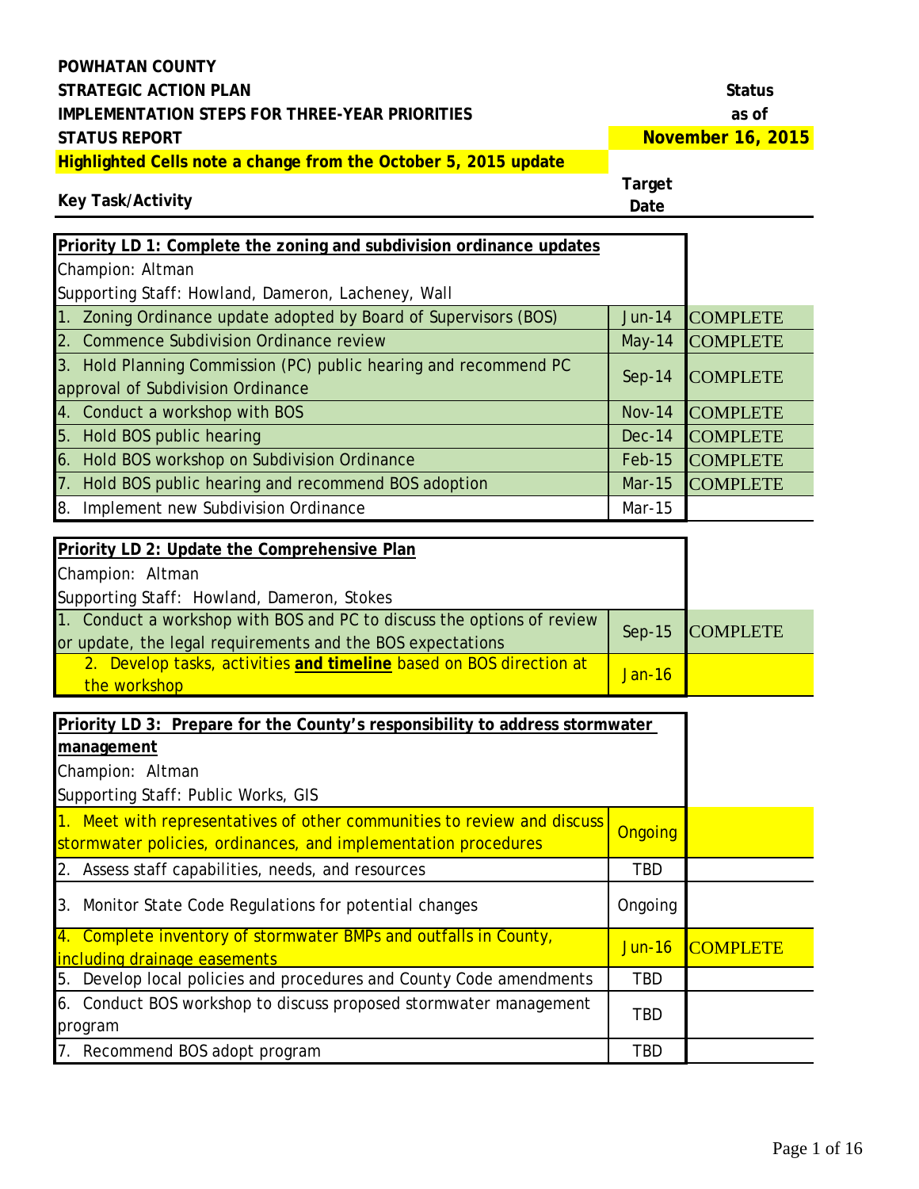**POWHATAN COUNTY**
**STRATEGIC ACTION PLAN**
**IMPLEMENTATION STEPS FOR THREE-YEAR PRIORITIES**
**STATUS REPORT**

**Status as of November 16, 2015**

**Highlighted Cells note a change from the October 5, 2015 update**

| Key Task/Activity | Target Date | Status |
|---|---|---|
| **Priority LD 1: Complete the zoning and subdivision ordinance updates** | | |
| Champion: Altman | | |
| Supporting Staff: Howland, Dameron, Lacheney, Wall | | |
| 1. Zoning Ordinance update adopted by Board of Supervisors (BOS) | Jun-14 | COMPLETE |
| 2. Commence Subdivision Ordinance review | May-14 | COMPLETE |
| 3. Hold Planning Commission (PC) public hearing and recommend PC approval of Subdivision Ordinance | Sep-14 | COMPLETE |
| 4. Conduct a workshop with BOS | Nov-14 | COMPLETE |
| 5. Hold BOS public hearing | Dec-14 | COMPLETE |
| 6. Hold BOS workshop on Subdivision Ordinance | Feb-15 | COMPLETE |
| 7. Hold BOS public hearing and recommend BOS adoption | Mar-15 | COMPLETE |
| 8. Implement new Subdivision Ordinance | Mar-15 | |

| Key Task/Activity | Target Date | Status |
|---|---|---|
| **Priority LD 2: Update the Comprehensive Plan** | | |
| Champion: Altman | | |
| Supporting Staff: Howland, Dameron, Stokes | | |
| 1. Conduct a workshop with BOS and PC to discuss the options of review or update, the legal requirements and the BOS expectations | Sep-15 | COMPLETE |
| 2. Develop tasks, activities **and timeline** based on BOS direction at the workshop | Jan-16 | |

| Key Task/Activity | Target Date | Status |
|---|---|---|
| **Priority LD 3: Prepare for the County's responsibility to address stormwater management** | | |
| Champion: Altman | | |
| Supporting Staff: Public Works, GIS | | |
| 1. Meet with representatives of other communities to review and discuss stormwater policies, ordinances, and implementation procedures | Ongoing | |
| 2. Assess staff capabilities, needs, and resources | TBD | |
| 3. Monitor State Code Regulations for potential changes | Ongoing | |
| 4. Complete inventory of stormwater BMPs and outfalls in County, including drainage easements | Jun-16 | COMPLETE |
| 5. Develop local policies and procedures and County Code amendments | TBD | |
| 6. Conduct BOS workshop to discuss proposed stormwater management program | TBD | |
| 7. Recommend BOS adopt program | TBD | |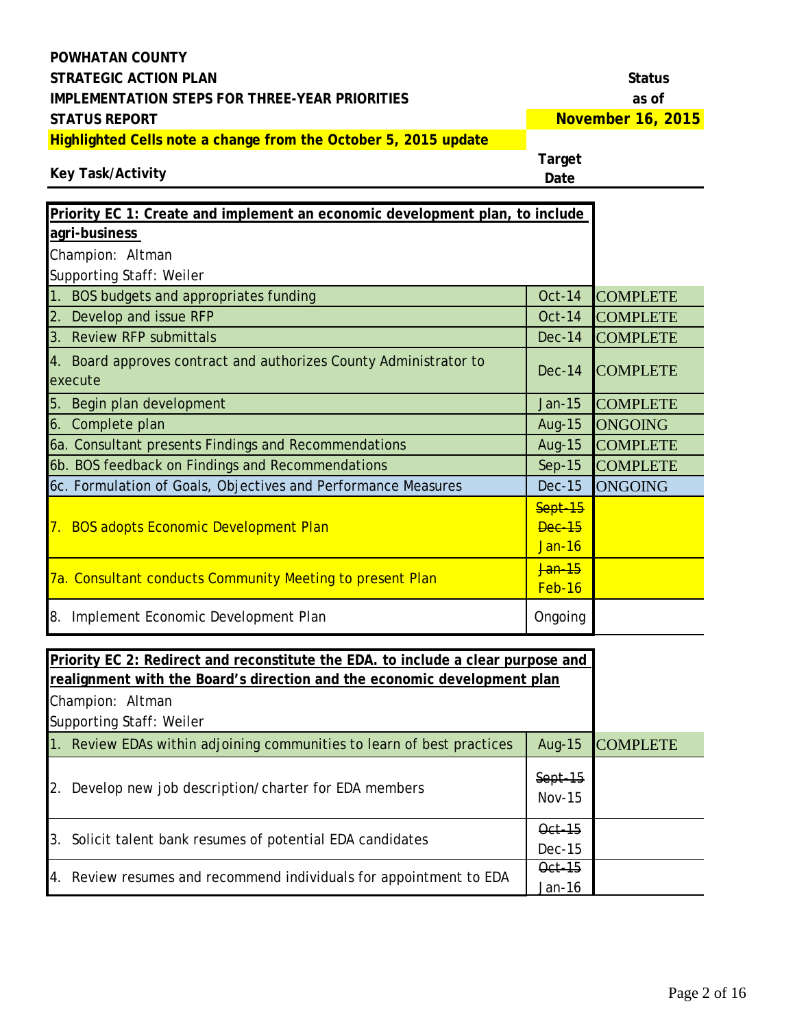**POWHATAN COUNTY**
**STRATEGIC ACTION PLAN**
**IMPLEMENTATION STEPS FOR THREE-YEAR PRIORITIES**
**STATUS REPORT**

**Status as of November 16, 2015**

**Highlighted Cells note a change from the October 5, 2015 update**

| Key Task/Activity | Target Date | Status |
|---|---|---|
| **Priority EC 1: Create and implement an economic development plan, to include agri-business** | | |
| Champion: Altman | | |
| Supporting Staff: Weiler | | |
| 1. BOS budgets and appropriates funding | Oct-14 | COMPLETE |
| 2. Develop and issue RFP | Oct-14 | COMPLETE |
| 3. Review RFP submittals | Dec-14 | COMPLETE |
| 4. Board approves contract and authorizes County Administrator to execute | Dec-14 | COMPLETE |
| 5. Begin plan development | Jan-15 | COMPLETE |
| 6. Complete plan | Aug-15 | ONGOING |
| 6a. Consultant presents Findings and Recommendations | Aug-15 | COMPLETE |
| 6b. BOS feedback on Findings and Recommendations | Sep-15 | COMPLETE |
| 6c. Formulation of Goals, Objectives and Performance Measures | Dec-15 | ONGOING |
| 7. BOS adopts Economic Development Plan | ~~Sept-15~~ ~~Dec-15~~ Jan-16 | |
| 7a. Consultant conducts Community Meeting to present Plan | ~~Jan-15~~ Feb-16 | |
| 8. Implement Economic Development Plan | Ongoing | |

| Key Task/Activity | Target Date | Status |
|---|---|---|
| **Priority EC 2: Redirect and reconstitute the EDA. to include a clear purpose and realignment with the Board's direction and the economic development plan** | | |
| Champion: Altman | | |
| Supporting Staff: Weiler | | |
| 1. Review EDAs within adjoining communities to learn of best practices | Aug-15 | COMPLETE |
| 2. Develop new job description/charter for EDA members | ~~Sept-15~~ Nov-15 | |
| 3. Solicit talent bank resumes of potential EDA candidates | ~~Oct-15~~ Dec-15 | |
| 4. Review resumes and recommend individuals for appointment to EDA | ~~Oct-15~~ Jan-16 | |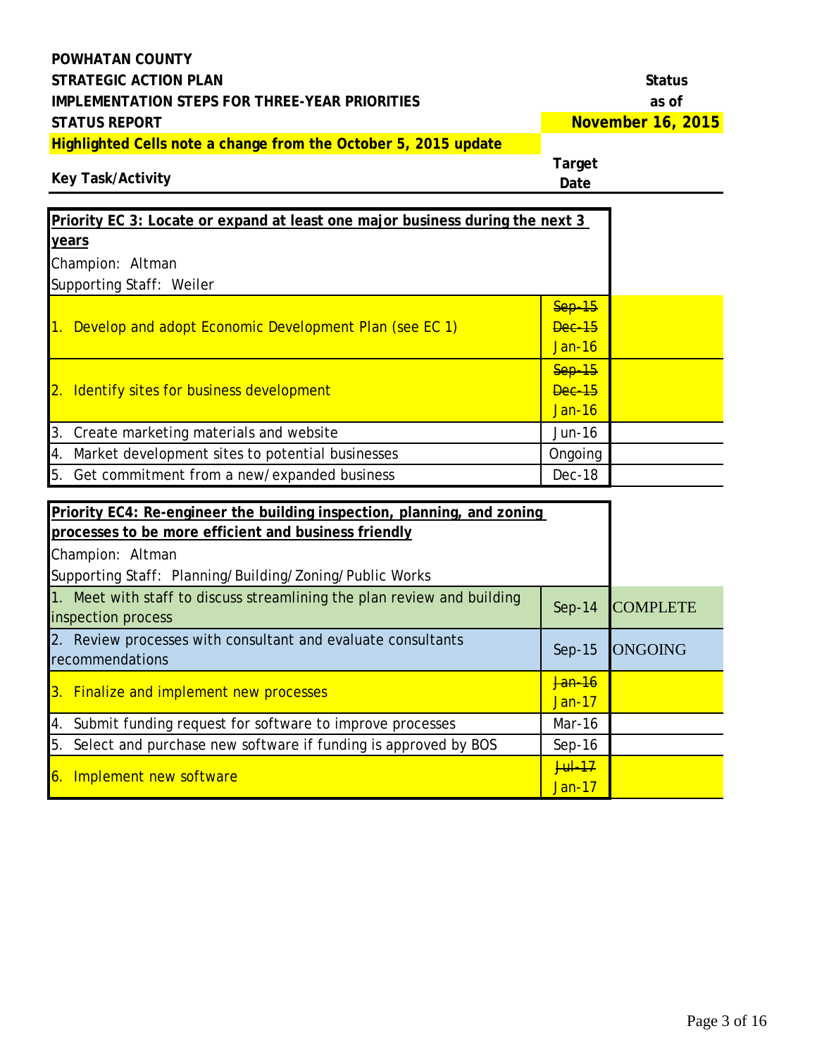**POWHATAN COUNTY**
**STRATEGIC ACTION PLAN**
**IMPLEMENTATION STEPS FOR THREE-YEAR PRIORITIES**
**STATUS REPORT**

**Highlighted Cells note a change from the October 5, 2015 update**

**Status as of November 16, 2015**

| Key Task/Activity | Target Date | Status |
|---|---|---|
| **Priority EC 3: Locate or expand at least one major business during the next 3 years** | | |
| Champion: Altman | | |
| Supporting Staff: Weiler | | |
| 1. Develop and adopt Economic Development Plan (see EC 1) | ~~Sep-15~~ ~~Dec-15~~ Jan-16 | |
| 2. Identify sites for business development | ~~Sep-15~~ ~~Dec-15~~ Jan-16 | |
| 3. Create marketing materials and website | Jun-16 | |
| 4. Market development sites to potential businesses | Ongoing | |
| 5. Get commitment from a new/expanded business | Dec-18 | |

| Key Task/Activity | Target Date | Status |
|---|---|---|
| **Priority EC4: Re-engineer the building inspection, planning, and zoning processes to be more efficient and business friendly** | | |
| Champion: Altman | | |
| Supporting Staff: Planning/Building/Zoning/Public Works | | |
| 1. Meet with staff to discuss streamlining the plan review and building inspection process | Sep-14 | COMPLETE |
| 2. Review processes with consultant and evaluate consultants recommendations | Sep-15 | ONGOING |
| 3. Finalize and implement new processes | ~~Jan-16~~ Jan-17 | |
| 4. Submit funding request for software to improve processes | Mar-16 | |
| 5. Select and purchase new software if funding is approved by BOS | Sep-16 | |
| 6. Implement new software | ~~Jul-17~~ Jan-17 | |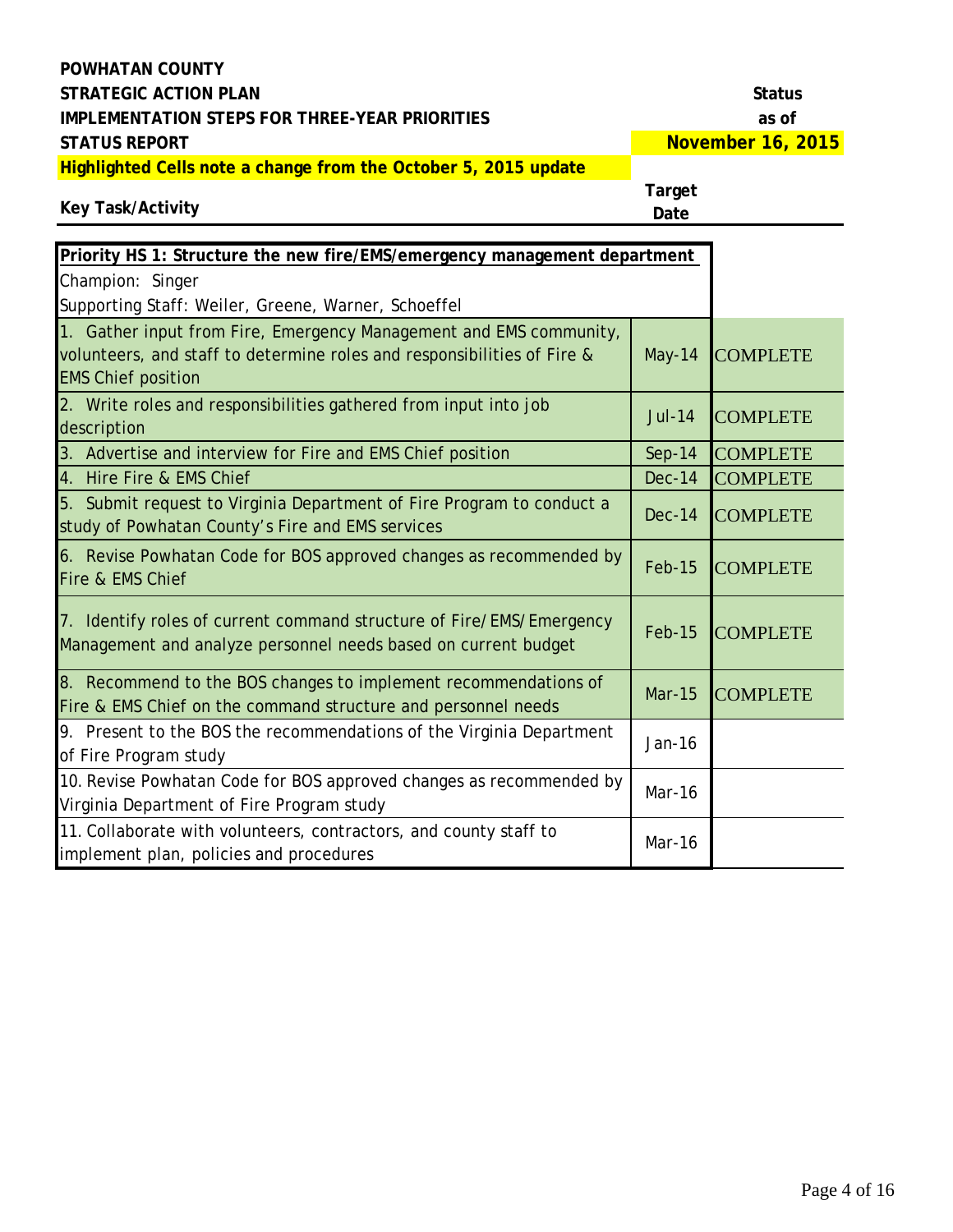**POWHATAN COUNTY**
**STRATEGIC ACTION PLAN**
**IMPLEMENTATION STEPS FOR THREE-YEAR PRIORITIES**
**STATUS REPORT**

**Status as of November 16, 2015**

**Highlighted Cells note a change from the October 5, 2015 update**

| Key Task/Activity | Target Date | Status |
|---|---|---|
| **Priority HS 1: Structure the new fire/EMS/emergency management department** | | |
| Champion: Singer | | |
| Supporting Staff: Weiler, Greene, Warner, Schoeffel | | |
| 1. Gather input from Fire, Emergency Management and EMS community, volunteers, and staff to determine roles and responsibilities of Fire & EMS Chief position | May-14 | COMPLETE |
| 2. Write roles and responsibilities gathered from input into job description | Jul-14 | COMPLETE |
| 3. Advertise and interview for Fire and EMS Chief position | Sep-14 | COMPLETE |
| 4. Hire Fire & EMS Chief | Dec-14 | COMPLETE |
| 5. Submit request to Virginia Department of Fire Program to conduct a study of Powhatan County's Fire and EMS services | Dec-14 | COMPLETE |
| 6. Revise Powhatan Code for BOS approved changes as recommended by Fire & EMS Chief | Feb-15 | COMPLETE |
| 7. Identify roles of current command structure of Fire/EMS/Emergency Management and analyze personnel needs based on current budget | Feb-15 | COMPLETE |
| 8. Recommend to the BOS changes to implement recommendations of Fire & EMS Chief on the command structure and personnel needs | Mar-15 | COMPLETE |
| 9. Present to the BOS the recommendations of the Virginia Department of Fire Program study | Jan-16 | |
| 10. Revise Powhatan Code for BOS approved changes as recommended by Virginia Department of Fire Program study | Mar-16 | |
| 11. Collaborate with volunteers, contractors, and county staff to implement plan, policies and procedures | Mar-16 | |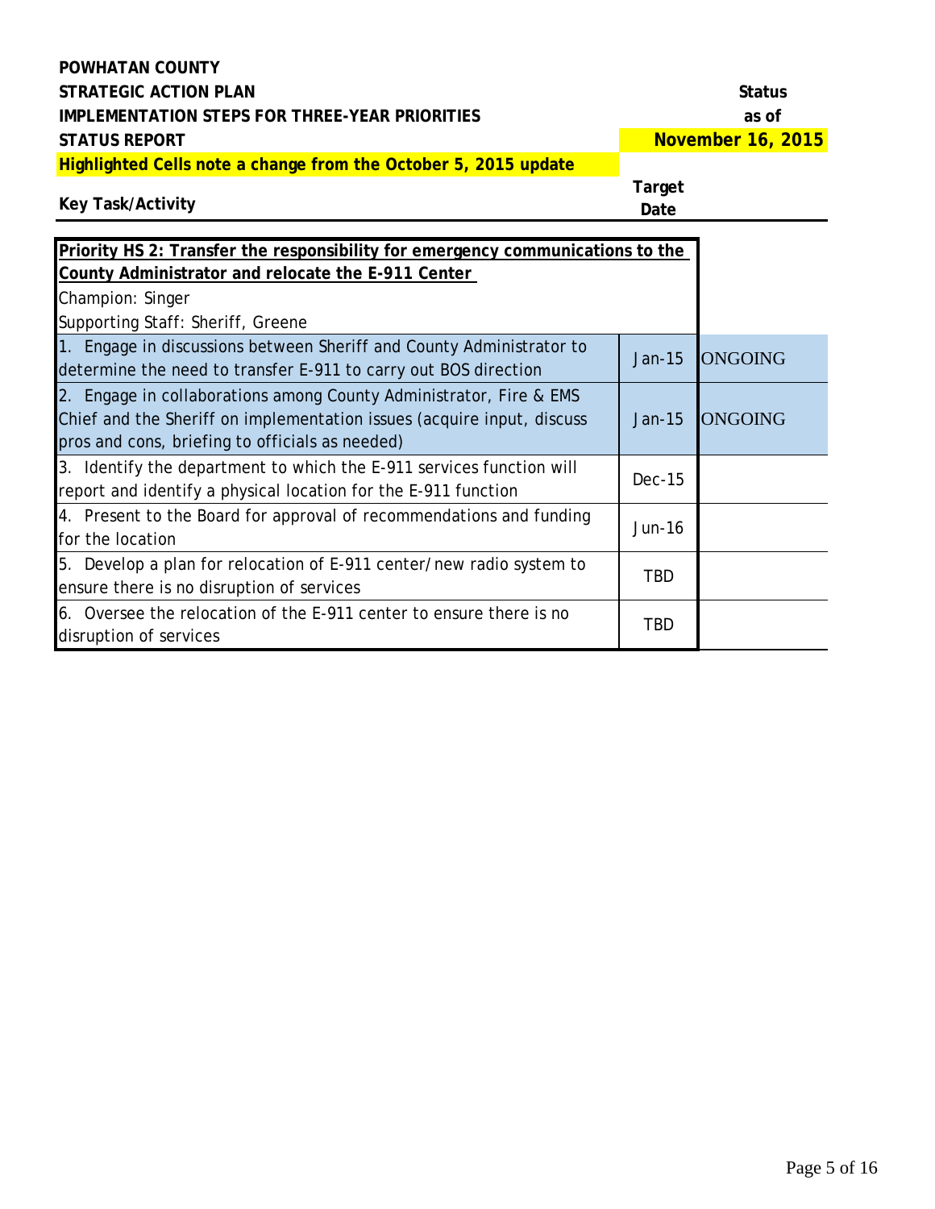**POWHATAN COUNTY**
**STRATEGIC ACTION PLAN**
**IMPLEMENTATION STEPS FOR THREE-YEAR PRIORITIES**
**STATUS REPORT**

**Status as of November 16, 2015**

**Highlighted Cells note a change from the October 5, 2015 update**

| Key Task/Activity | Target Date | Status |
|---|---|---|
| **Priority HS 2: Transfer the responsibility for emergency communications to the County Administrator and relocate the E-911 Center**<br>Champion: Singer<br>Supporting Staff: Sheriff, Greene | | |
| 1. Engage in discussions between Sheriff and County Administrator to determine the need to transfer E-911 to carry out BOS direction | Jan-15 | ONGOING |
| 2. Engage in collaborations among County Administrator, Fire & EMS Chief and the Sheriff on implementation issues (acquire input, discuss pros and cons, briefing to officials as needed) | Jan-15 | ONGOING |
| 3. Identify the department to which the E-911 services function will report and identify a physical location for the E-911 function | Dec-15 | |
| 4. Present to the Board for approval of recommendations and funding for the location | Jun-16 | |
| 5. Develop a plan for relocation of E-911 center/new radio system to ensure there is no disruption of services | TBD | |
| 6. Oversee the relocation of the E-911 center to ensure there is no disruption of services | TBD | |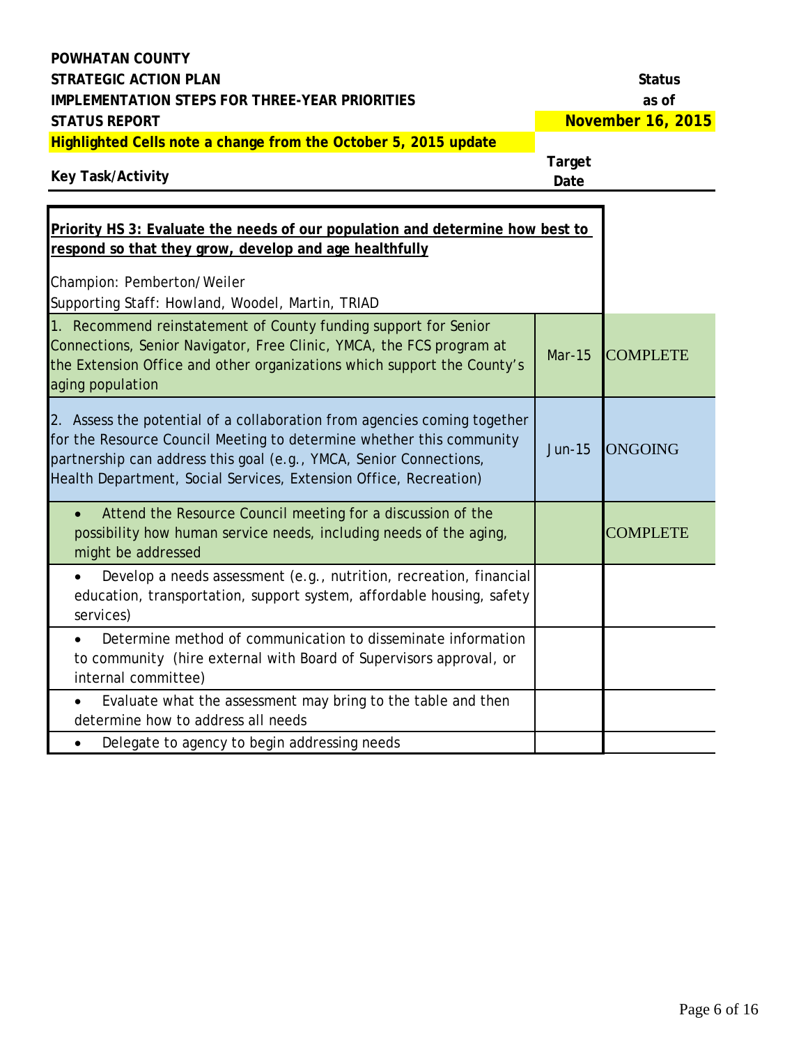**POWHATAN COUNTY**
**STRATEGIC ACTION PLAN**
**IMPLEMENTATION STEPS FOR THREE-YEAR PRIORITIES**
**STATUS REPORT**

**Highlighted Cells note a change from the October 5, 2015 update**

**Status as of November 16, 2015**

| Key Task/Activity | Target Date | Status |
|---|---|---|
| **Priority HS 3: Evaluate the needs of our population and determine how best to respond so that they grow, develop and age healthfully**<br><br>Champion: Pemberton/Weiler<br>Supporting Staff: Howland, Woodel, Martin, TRIAD | | |
| 1. Recommend reinstatement of County funding support for Senior Connections, Senior Navigator, Free Clinic, YMCA, the FCS program at the Extension Office and other organizations which support the County's aging population | Mar-15 | COMPLETE |
| 2. Assess the potential of a collaboration from agencies coming together for the Resource Council Meeting to determine whether this community partnership can address this goal (e.g., YMCA, Senior Connections, Health Department, Social Services, Extension Office, Recreation) | Jun-15 | ONGOING |
| • Attend the Resource Council meeting for a discussion of the possibility how human service needs, including needs of the aging, might be addressed | | COMPLETE |
| • Develop a needs assessment (e.g., nutrition, recreation, financial education, transportation, support system, affordable housing, safety services) | | |
| • Determine method of communication to disseminate information to community (hire external with Board of Supervisors approval, or internal committee) | | |
| • Evaluate what the assessment may bring to the table and then determine how to address all needs | | |
| • Delegate to agency to begin addressing needs | | |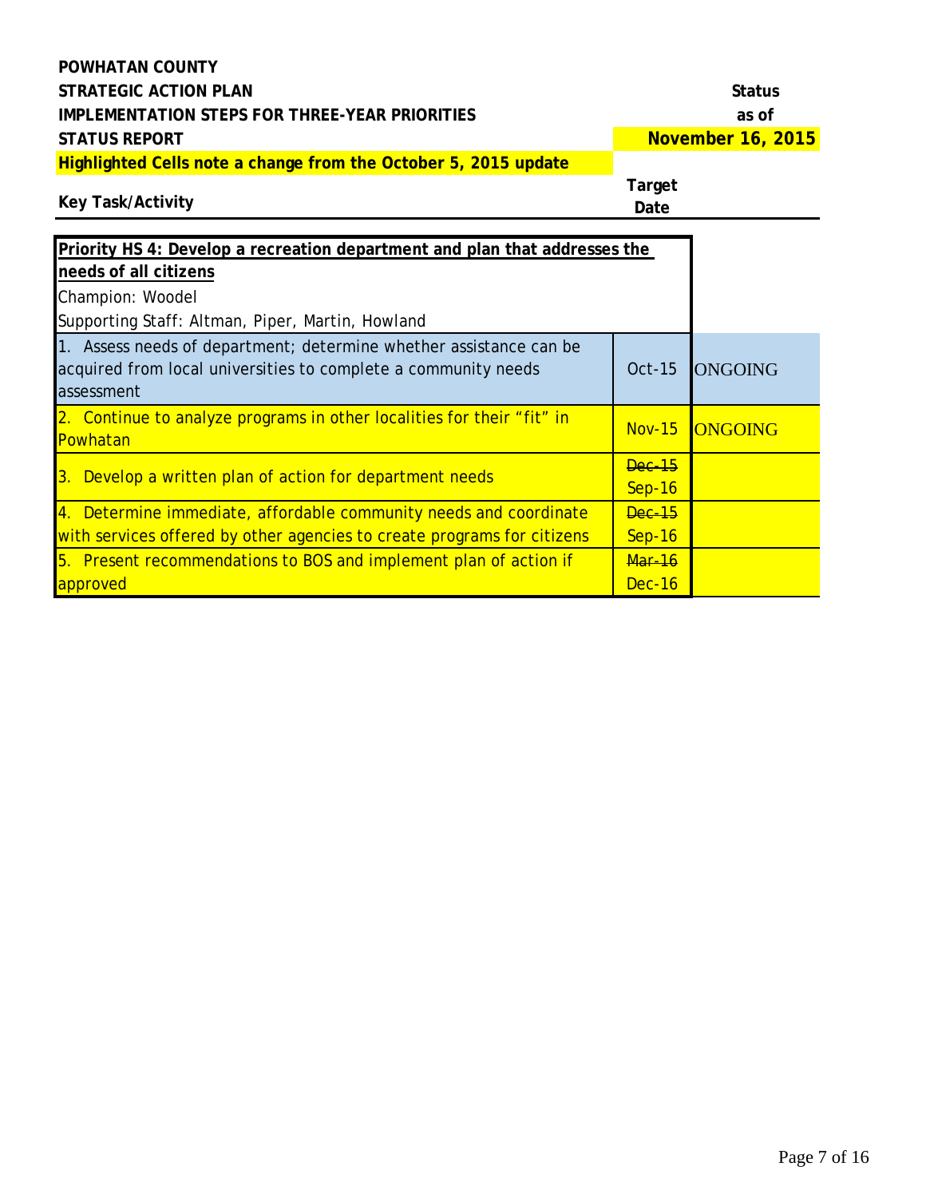**POWHATAN COUNTY**
**STRATEGIC ACTION PLAN**
**IMPLEMENTATION STEPS FOR THREE-YEAR PRIORITIES**
**STATUS REPORT**

**Highlighted Cells note a change from the October 5, 2015 update**

**Status as of November 16, 2015**

| Key Task/Activity | Target Date | Status |
|---|---|---|
| **Priority HS 4: Develop a recreation department and plan that addresses the needs of all citizens**<br>Champion: Woodel<br>Supporting Staff: Altman, Piper, Martin, Howland | | |
| 1. Assess needs of department; determine whether assistance can be acquired from local universities to complete a community needs assessment | Oct-15 | ONGOING |
| 2. Continue to analyze programs in other localities for their "fit" in Powhatan | Nov-15 | ONGOING |
| 3. Develop a written plan of action for department needs | ~~Dec-15~~ Sep-16 | |
| 4. Determine immediate, affordable community needs and coordinate with services offered by other agencies to create programs for citizens | ~~Dec-15~~ Sep-16 | |
| 5. Present recommendations to BOS and implement plan of action if approved | ~~Mar-16~~ Dec-16 | |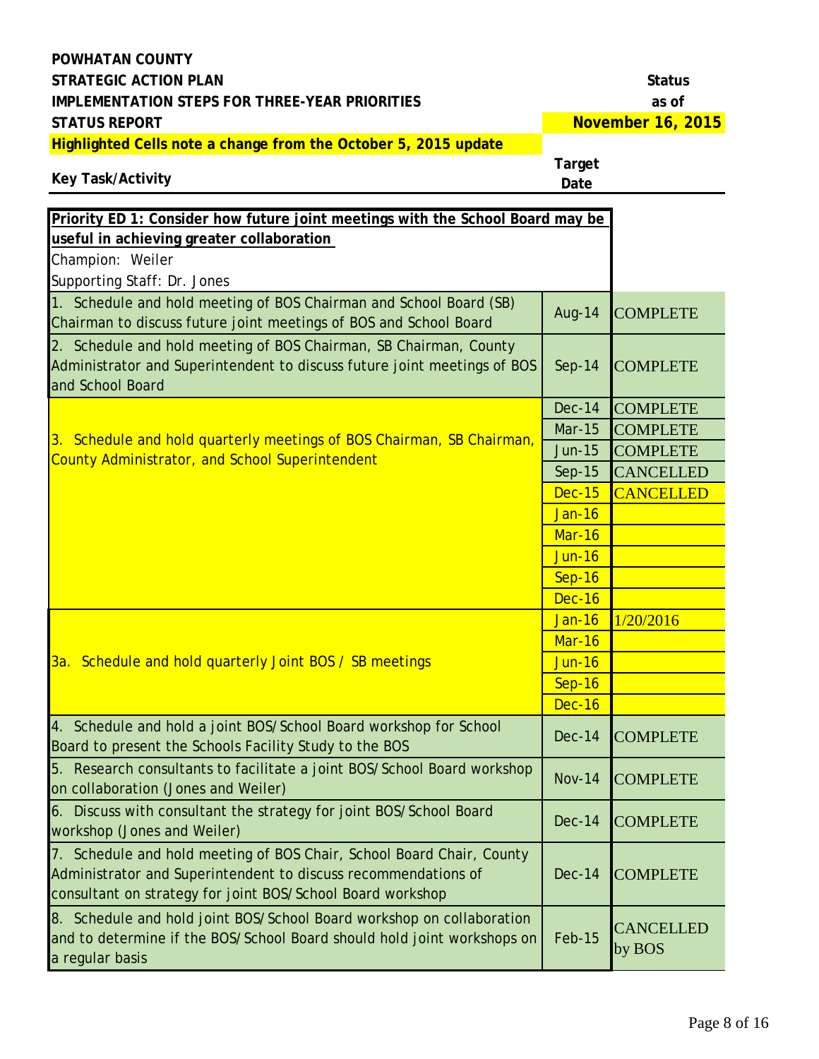**POWHATAN COUNTY**
**STRATEGIC ACTION PLAN**
**IMPLEMENTATION STEPS FOR THREE-YEAR PRIORITIES**
**STATUS REPORT**
**Highlighted Cells note a change from the October 5, 2015 update**

**Status as of November 16, 2015**

| Key Task/Activity | Target Date | Status |
|---|---|---|
| **Priority ED 1: Consider how future joint meetings with the School Board may be useful in achieving greater collaboration**<br>Champion: Weiler<br>Supporting Staff: Dr. Jones | | |
| 1. Schedule and hold meeting of BOS Chairman and School Board (SB) Chairman to discuss future joint meetings of BOS and School Board | Aug-14 | COMPLETE |
| 2. Schedule and hold meeting of BOS Chairman, SB Chairman, County Administrator and Superintendent to discuss future joint meetings of BOS and School Board | Sep-14 | COMPLETE |
| 3. Schedule and hold quarterly meetings of BOS Chairman, SB Chairman, County Administrator, and School Superintendent | Dec-14 | COMPLETE |
| | Mar-15 | COMPLETE |
| | Jun-15 | COMPLETE |
| | Sep-15 | CANCELLED |
| | Dec-15 | CANCELLED |
| | Jan-16 | |
| | Mar-16 | |
| | Jun-16 | |
| | Sep-16 | |
| | Dec-16 | |
| 3a. Schedule and hold quarterly Joint BOS / SB meetings | Jan-16 | 1/20/2016 |
| | Mar-16 | |
| | Jun-16 | |
| | Sep-16 | |
| | Dec-16 | |
| 4. Schedule and hold a joint BOS/School Board workshop for School Board to present the Schools Facility Study to the BOS | Dec-14 | COMPLETE |
| 5. Research consultants to facilitate a joint BOS/School Board workshop on collaboration (Jones and Weiler) | Nov-14 | COMPLETE |
| 6. Discuss with consultant the strategy for joint BOS/School Board workshop (Jones and Weiler) | Dec-14 | COMPLETE |
| 7. Schedule and hold meeting of BOS Chair, School Board Chair, County Administrator and Superintendent to discuss recommendations of consultant on strategy for joint BOS/School Board workshop | Dec-14 | COMPLETE |
| 8. Schedule and hold joint BOS/School Board workshop on collaboration and to determine if the BOS/School Board should hold joint workshops on a regular basis | Feb-15 | CANCELLED by BOS |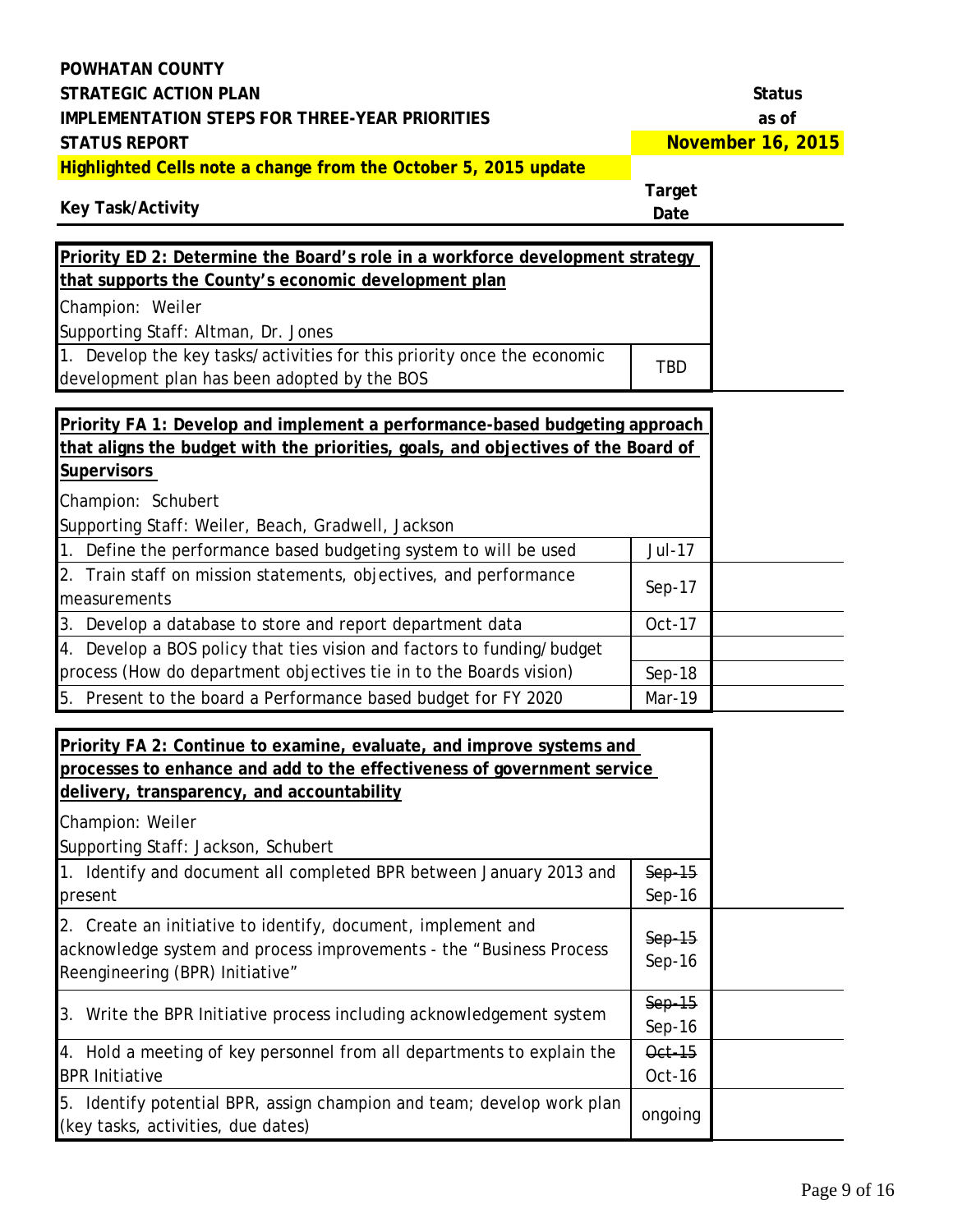**POWHATAN COUNTY**
**STRATEGIC ACTION PLAN**
**IMPLEMENTATION STEPS FOR THREE-YEAR PRIORITIES**
**STATUS REPORT**

**Status as of November 16, 2015**

**Highlighted Cells note a change from the October 5, 2015 update**

| Key Task/Activity | Target Date | Status |
|---|---|---|
| **Priority ED 2: Determine the Board's role in a workforce development strategy that supports the County's economic development plan** | | |
| Champion: Weiler | | |
| Supporting Staff: Altman, Dr. Jones | | |
| 1. Develop the key tasks/activities for this priority once the economic development plan has been adopted by the BOS | TBD | |

| Key Task/Activity | Target Date | Status |
|---|---|---|
| **Priority FA 1: Develop and implement a performance-based budgeting approach that aligns the budget with the priorities, goals, and objectives of the Board of Supervisors** | | |
| Champion: Schubert | | |
| Supporting Staff: Weiler, Beach, Gradwell, Jackson | | |
| 1. Define the performance based budgeting system to will be used | Jul-17 | |
| 2. Train staff on mission statements, objectives, and performance measurements | Sep-17 | |
| 3. Develop a database to store and report department data | Oct-17 | |
| 4. Develop a BOS policy that ties vision and factors to funding/budget process (How do department objectives tie in to the Boards vision) | Sep-18 | |
| 5. Present to the board a Performance based budget for FY 2020 | Mar-19 | |

| Key Task/Activity | Target Date | Status |
|---|---|---|
| **Priority FA 2: Continue to examine, evaluate, and improve systems and processes to enhance and add to the effectiveness of government service delivery, transparency, and accountability** | | |
| Champion: Weiler | | |
| Supporting Staff: Jackson, Schubert | | |
| 1. Identify and document all completed BPR between January 2013 and present | ~~Sep-15~~ Sep-16 | |
| 2. Create an initiative to identify, document, implement and acknowledge system and process improvements - the "Business Process Reengineering (BPR) Initiative" | ~~Sep-15~~ Sep-16 | |
| 3. Write the BPR Initiative process including acknowledgement system | ~~Sep-15~~ Sep-16 | |
| 4. Hold a meeting of key personnel from all departments to explain the BPR Initiative | ~~Oct-15~~ Oct-16 | |
| 5. Identify potential BPR, assign champion and team; develop work plan (key tasks, activities, due dates) | ongoing | |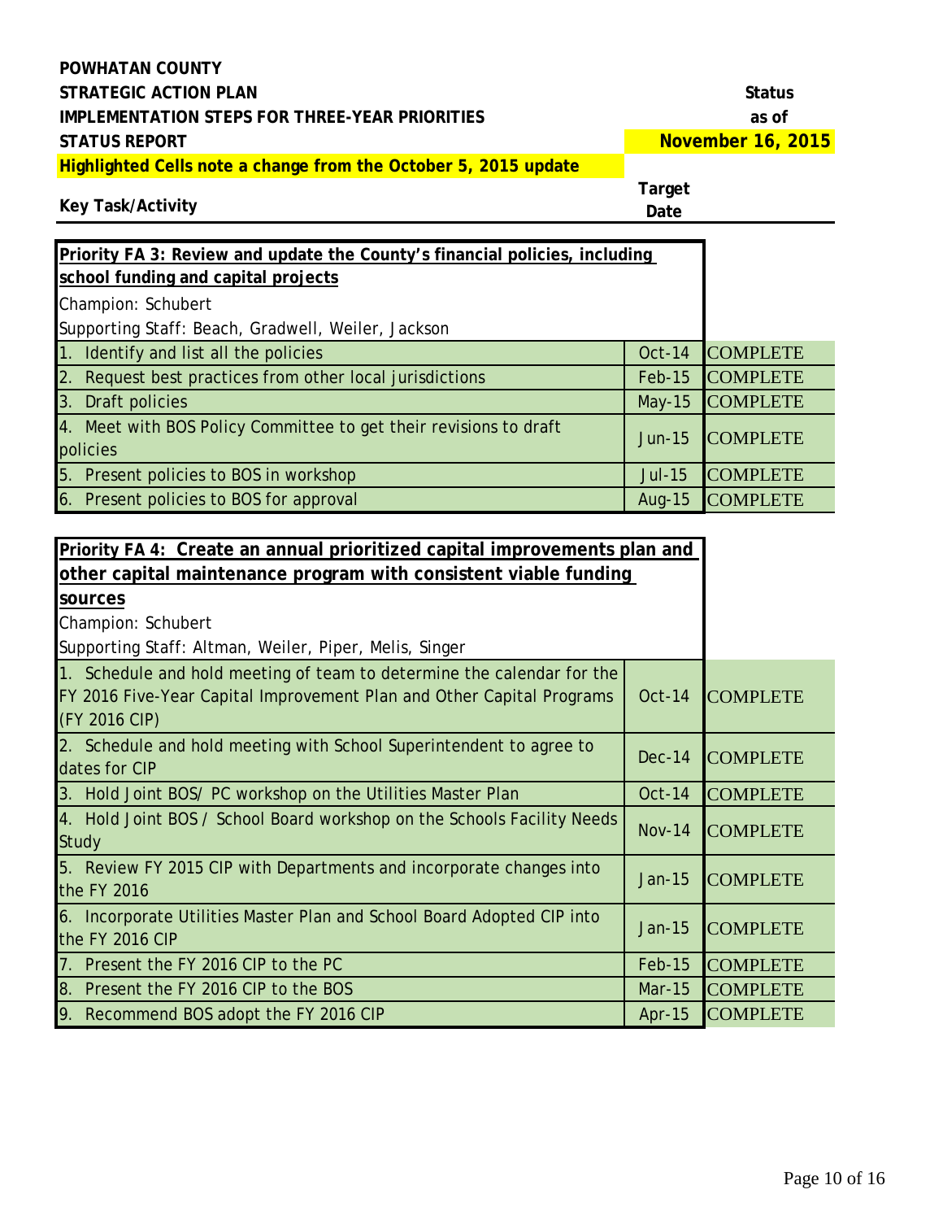**POWHATAN COUNTY**
**STRATEGIC ACTION PLAN**
**IMPLEMENTATION STEPS FOR THREE-YEAR PRIORITIES**
**STATUS REPORT**

**Status as of November 16, 2015**

**Highlighted Cells note a change from the October 5, 2015 update**

| Key Task/Activity | Target Date | Status |
|---|---|---|
| **Priority FA 3: Review and update the County's financial policies, including school funding and capital projects** | | |
| Champion: Schubert | | |
| Supporting Staff: Beach, Gradwell, Weiler, Jackson | | |
| 1. Identify and list all the policies | Oct-14 | COMPLETE |
| 2. Request best practices from other local jurisdictions | Feb-15 | COMPLETE |
| 3. Draft policies | May-15 | COMPLETE |
| 4. Meet with BOS Policy Committee to get their revisions to draft policies | Jun-15 | COMPLETE |
| 5. Present policies to BOS in workshop | Jul-15 | COMPLETE |
| 6. Present policies to BOS for approval | Aug-15 | COMPLETE |

| Key Task/Activity | Target Date | Status |
|---|---|---|
| **Priority FA 4: Create an annual prioritized capital improvements plan and other capital maintenance program with consistent viable funding sources** | | |
| Champion: Schubert | | |
| Supporting Staff: Altman, Weiler, Piper, Melis, Singer | | |
| 1. Schedule and hold meeting of team to determine the calendar for the FY 2016 Five-Year Capital Improvement Plan and Other Capital Programs (FY 2016 CIP) | Oct-14 | COMPLETE |
| 2. Schedule and hold meeting with School Superintendent to agree to dates for CIP | Dec-14 | COMPLETE |
| 3. Hold Joint BOS/ PC workshop on the Utilities Master Plan | Oct-14 | COMPLETE |
| 4. Hold Joint BOS / School Board workshop on the Schools Facility Needs Study | Nov-14 | COMPLETE |
| 5. Review FY 2015 CIP with Departments and incorporate changes into the FY 2016 | Jan-15 | COMPLETE |
| 6. Incorporate Utilities Master Plan and School Board Adopted CIP into the FY 2016 CIP | Jan-15 | COMPLETE |
| 7. Present the FY 2016 CIP to the PC | Feb-15 | COMPLETE |
| 8. Present the FY 2016 CIP to the BOS | Mar-15 | COMPLETE |
| 9. Recommend BOS adopt the FY 2016 CIP | Apr-15 | COMPLETE |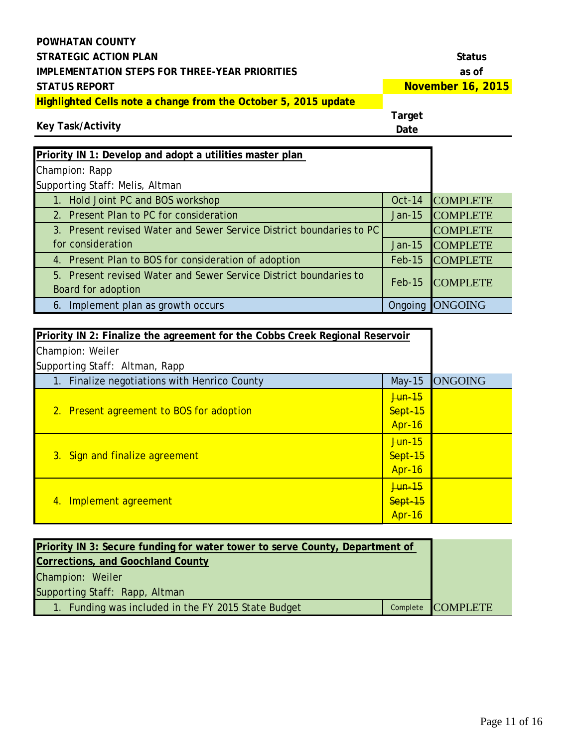**POWHATAN COUNTY**
**STRATEGIC ACTION PLAN**
**IMPLEMENTATION STEPS FOR THREE-YEAR PRIORITIES**
**STATUS REPORT**

**Status as of November 16, 2015**

**Highlighted Cells note a change from the October 5, 2015 update**

| Key Task/Activity | Target Date | Status |
|---|---|---|
| **Priority IN 1: Develop and adopt a utilities master plan** | | |
| Champion: Rapp | | |
| Supporting Staff: Melis, Altman | | |
| 1. Hold Joint PC and BOS workshop | Oct-14 | COMPLETE |
| 2. Present Plan to PC for consideration | Jan-15 | COMPLETE |
| 3. Present revised Water and Sewer Service District boundaries to PC for consideration | | COMPLETE |
| | Jan-15 | COMPLETE |
| 4. Present Plan to BOS for consideration of adoption | Feb-15 | COMPLETE |
| 5. Present revised Water and Sewer Service District boundaries to Board for adoption | Feb-15 | COMPLETE |
| 6. Implement plan as growth occurs | Ongoing | ONGOING |
| **Priority IN 2: Finalize the agreement for the Cobbs Creek Regional Reservoir** | | |
| Champion: Weiler | | |
| Supporting Staff: Altman, Rapp | | |
| 1. Finalize negotiations with Henrico County | May-15 | ONGOING |
| 2. Present agreement to BOS for adoption | ~~Jun-15~~ ~~Sept-15~~ Apr-16 | |
| 3. Sign and finalize agreement | ~~Jun-15~~ ~~Sept-15~~ Apr-16 | |
| 4. Implement agreement | ~~Jun-15~~ ~~Sept-15~~ Apr-16 | |
| **Priority IN 3: Secure funding for water tower to serve County, Department of Corrections, and Goochland County** | | |
| Champion: Weiler | | |
| Supporting Staff: Rapp, Altman | | |
| 1. Funding was included in the FY 2015 State Budget | Complete | COMPLETE |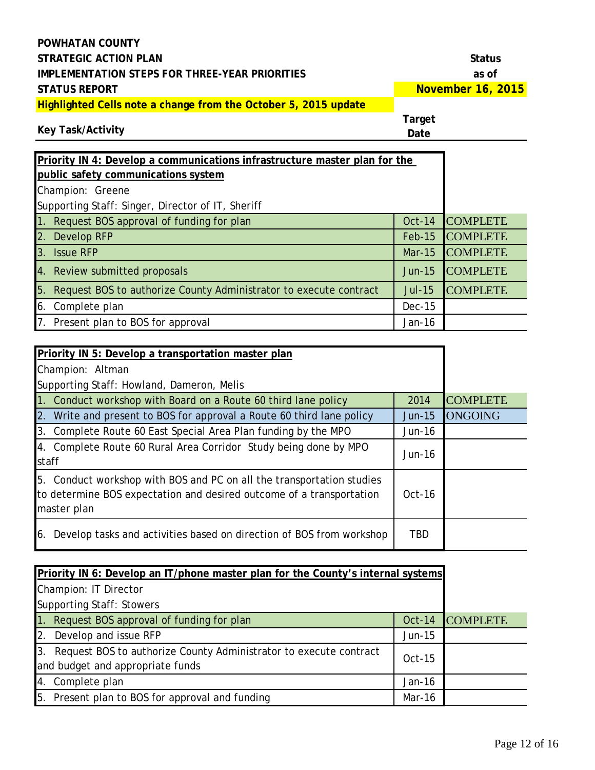**POWHATAN COUNTY**
**STRATEGIC ACTION PLAN**
**IMPLEMENTATION STEPS FOR THREE-YEAR PRIORITIES**
**STATUS REPORT**
**Highlighted Cells note a change from the October 5, 2015 update**

**Status as of November 16, 2015**

| Key Task/Activity | Target Date | Status |
|---|---|---|
| **Priority IN 4: Develop a communications infrastructure master plan for the public safety communications system** | | |
| Champion: Greene | | |
| Supporting Staff: Singer, Director of IT, Sheriff | | |
| 1. Request BOS approval of funding for plan | Oct-14 | COMPLETE |
| 2. Develop RFP | Feb-15 | COMPLETE |
| 3. Issue RFP | Mar-15 | COMPLETE |
| 4. Review submitted proposals | Jun-15 | COMPLETE |
| 5. Request BOS to authorize County Administrator to execute contract | Jul-15 | COMPLETE |
| 6. Complete plan | Dec-15 | |
| 7. Present plan to BOS for approval | Jan-16 | |

| Key Task/Activity | Target Date | Status |
|---|---|---|
| **Priority IN 5: Develop a transportation master plan** | | |
| Champion: Altman | | |
| Supporting Staff: Howland, Dameron, Melis | | |
| 1. Conduct workshop with Board on a Route 60 third lane policy | 2014 | COMPLETE |
| 2. Write and present to BOS for approval a Route 60 third lane policy | Jun-15 | ONGOING |
| 3. Complete Route 60 East Special Area Plan funding by the MPO | Jun-16 | |
| 4. Complete Route 60 Rural Area Corridor Study being done by MPO staff | Jun-16 | |
| 5. Conduct workshop with BOS and PC on all the transportation studies to determine BOS expectation and desired outcome of a transportation master plan | Oct-16 | |
| 6. Develop tasks and activities based on direction of BOS from workshop | TBD | |

| Key Task/Activity | Target Date | Status |
|---|---|---|
| **Priority IN 6: Develop an IT/phone master plan for the County's internal systems** | | |
| Champion: IT Director | | |
| Supporting Staff: Stowers | | |
| 1. Request BOS approval of funding for plan | Oct-14 | COMPLETE |
| 2. Develop and issue RFP | Jun-15 | |
| 3. Request BOS to authorize County Administrator to execute contract and budget and appropriate funds | Oct-15 | |
| 4. Complete plan | Jan-16 | |
| 5. Present plan to BOS for approval and funding | Mar-16 | |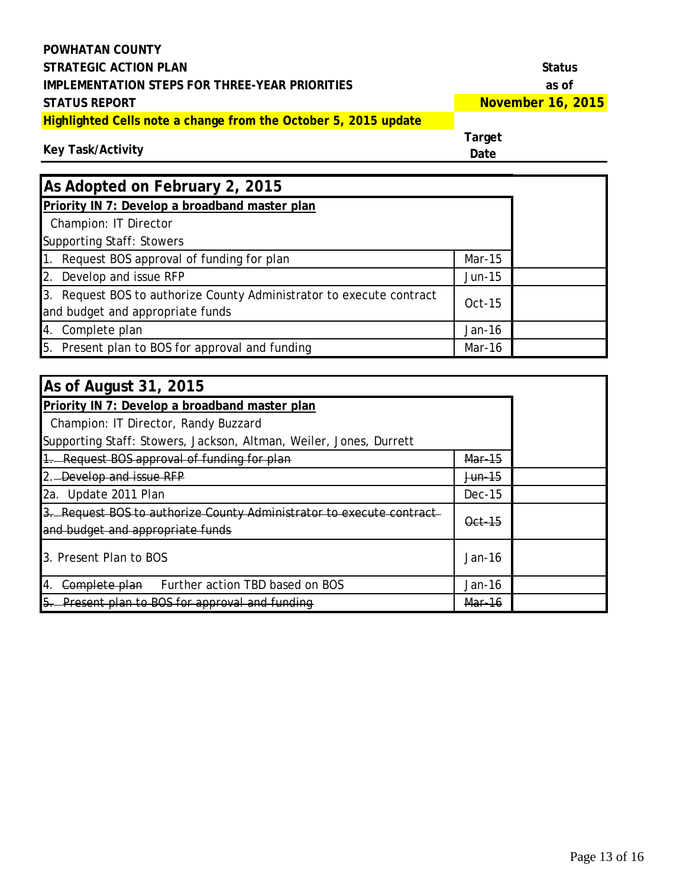**POWHATAN COUNTY**
**STRATEGIC ACTION PLAN**
**IMPLEMENTATION STEPS FOR THREE-YEAR PRIORITIES**
**STATUS REPORT**

**Status as of November 16, 2015**

**Highlighted Cells note a change from the October 5, 2015 update**

| Key Task/Activity | Target Date | Status |
|---|---|---|
| **As Adopted on February 2, 2015** | | |
| **Priority IN 7: Develop a broadband master plan** | | |
| Champion: IT Director | | |
| Supporting Staff: Stowers | | |
| 1. Request BOS approval of funding for plan | Mar-15 | |
| 2. Develop and issue RFP | Jun-15 | |
| 3. Request BOS to authorize County Administrator to execute contract and budget and appropriate funds | Oct-15 | |
| 4. Complete plan | Jan-16 | |
| 5. Present plan to BOS for approval and funding | Mar-16 | |

| Key Task/Activity | Target Date | Status |
|---|---|---|
| **As of August 31, 2015** | | |
| **Priority IN 7: Develop a broadband master plan** | | |
| Champion: IT Director, Randy Buzzard | | |
| Supporting Staff: Stowers, Jackson, Altman, Weiler, Jones, Durrett | | |
| ~~1. Request BOS approval of funding for plan~~ | ~~Mar-15~~ | |
| ~~2. Develop and issue RFP~~ | ~~Jun-15~~ | |
| 2a. Update 2011 Plan | Dec-15 | |
| ~~3. Request BOS to authorize County Administrator to execute contract and budget and appropriate funds~~ | ~~Oct-15~~ | |
| 3. Present Plan to BOS | Jan-16 | |
| 4. ~~Complete plan~~ Further action TBD based on BOS | Jan-16 | |
| ~~5. Present plan to BOS for approval and funding~~ | ~~Mar-16~~ | |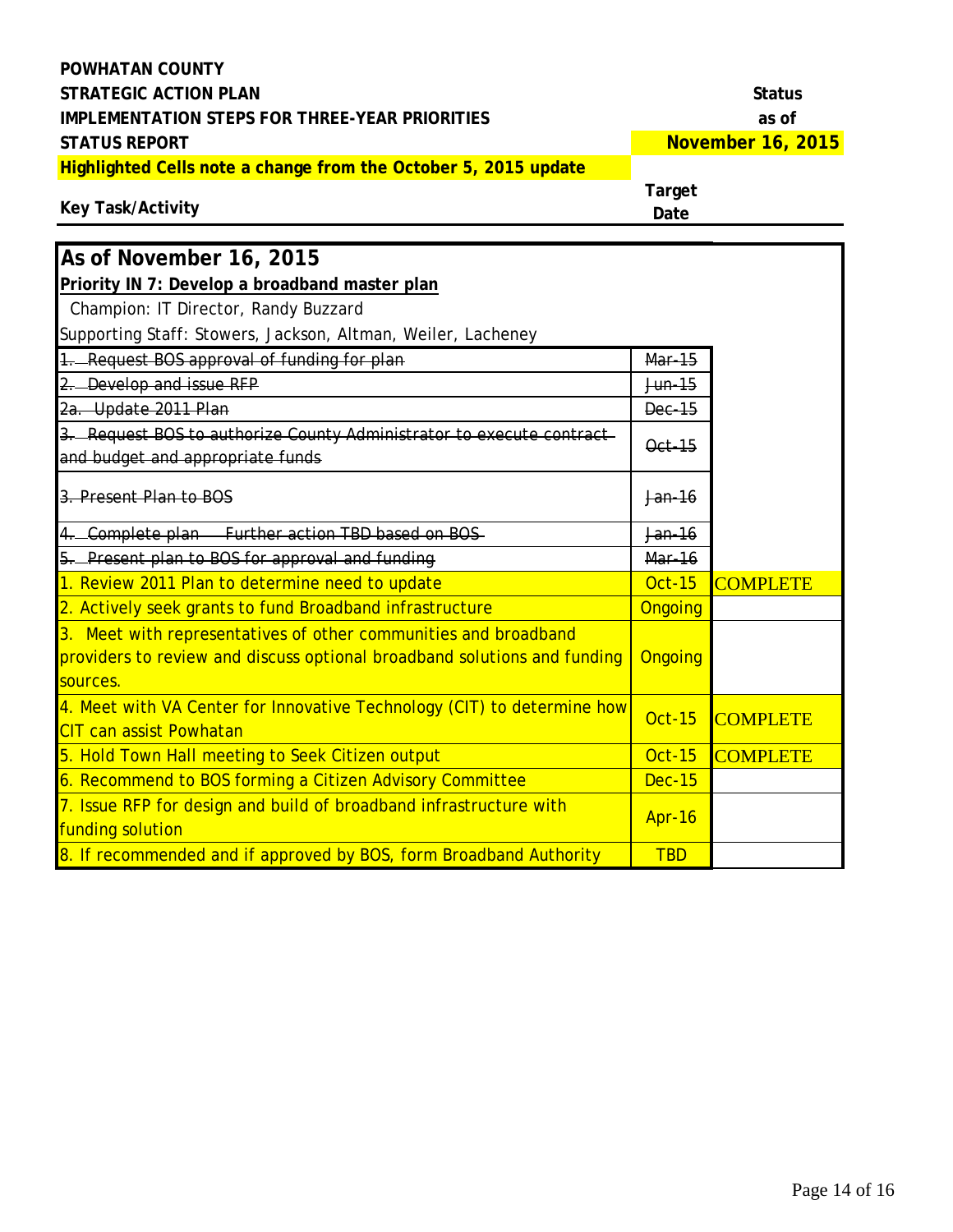**POWHATAN COUNTY**
**STRATEGIC ACTION PLAN**
**IMPLEMENTATION STEPS FOR THREE-YEAR PRIORITIES**
**STATUS REPORT**
**Highlighted Cells note a change from the October 5, 2015 update**

**Status as of November 16, 2015**

| Key Task/Activity | Target Date | |
|---|---|---|
| **As of November 16, 2015** | | |
| **Priority IN 7: Develop a broadband master plan** | | |
| Champion: IT Director, Randy Buzzard | | |
| Supporting Staff: Stowers, Jackson, Altman, Weiler, Lacheney | | |
| ~~1. Request BOS approval of funding for plan~~ | ~~Mar-15~~ | |
| ~~2. Develop and issue RFP~~ | ~~Jun-15~~ | |
| ~~2a. Update 2011 Plan~~ | ~~Dec-15~~ | |
| ~~3. Request BOS to authorize County Administrator to execute contract and budget and appropriate funds~~ | ~~Oct-15~~ | |
| ~~3. Present Plan to BOS~~ | ~~Jan-16~~ | |
| ~~4. Complete plan - Further action TBD based on BOS~~ | ~~Jan-16~~ | |
| ~~5. Present plan to BOS for approval and funding~~ | ~~Mar-16~~ | |
| 1. Review 2011 Plan to determine need to update | Oct-15 | COMPLETE |
| 2. Actively seek grants to fund Broadband infrastructure | Ongoing | |
| 3. Meet with representatives of other communities and broadband providers to review and discuss optional broadband solutions and funding sources. | Ongoing | |
| 4. Meet with VA Center for Innovative Technology (CIT) to determine how CIT can assist Powhatan | Oct-15 | COMPLETE |
| 5. Hold Town Hall meeting to Seek Citizen output | Oct-15 | COMPLETE |
| 6. Recommend to BOS forming a Citizen Advisory Committee | Dec-15 | |
| 7. Issue RFP for design and build of broadband infrastructure with funding solution | Apr-16 | |
| 8. If recommended and if approved by BOS, form Broadband Authority | TBD | |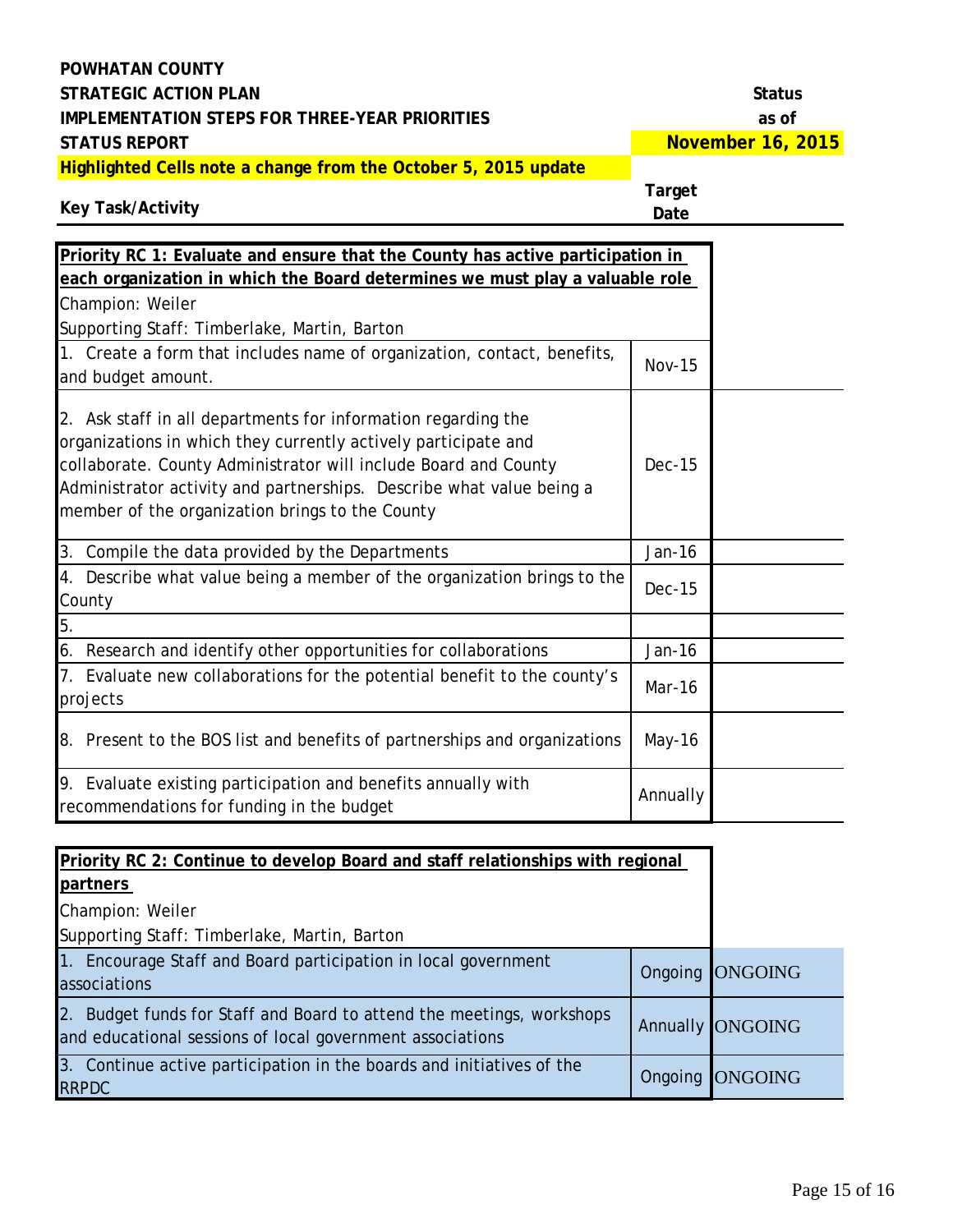**POWHATAN COUNTY**
**STRATEGIC ACTION PLAN**
**IMPLEMENTATION STEPS FOR THREE-YEAR PRIORITIES**
**STATUS REPORT**
**Highlighted Cells note a change from the October 5, 2015 update**

**Status as of November 16, 2015**

| Key Task/Activity | Target Date | Status |
|---|---|---|
| **Priority RC 1: Evaluate and ensure that the County has active participation in each organization in which the Board determines we must play a valuable role** | | |
| Champion: Weiler | | |
| Supporting Staff: Timberlake, Martin, Barton | | |
| 1. Create a form that includes name of organization, contact, benefits, and budget amount. | Nov-15 | |
| 2. Ask staff in all departments for information regarding the organizations in which they currently actively participate and collaborate. County Administrator will include Board and County Administrator activity and partnerships. Describe what value being a member of the organization brings to the County | Dec-15 | |
| 3. Compile the data provided by the Departments | Jan-16 | |
| 4. Describe what value being a member of the organization brings to the County | Dec-15 | |
| 5. | | |
| 6. Research and identify other opportunities for collaborations | Jan-16 | |
| 7. Evaluate new collaborations for the potential benefit to the county's projects | Mar-16 | |
| 8. Present to the BOS list and benefits of partnerships and organizations | May-16 | |
| 9. Evaluate existing participation and benefits annually with recommendations for funding in the budget | Annually | |

| Key Task/Activity | Target Date | Status |
|---|---|---|
| **Priority RC 2: Continue to develop Board and staff relationships with regional partners** | | |
| Champion: Weiler | | |
| Supporting Staff: Timberlake, Martin, Barton | | |
| 1. Encourage Staff and Board participation in local government associations | Ongoing | ONGOING |
| 2. Budget funds for Staff and Board to attend the meetings, workshops and educational sessions of local government associations | Annually | ONGOING |
| 3. Continue active participation in the boards and initiatives of the RRPDC | Ongoing | ONGOING |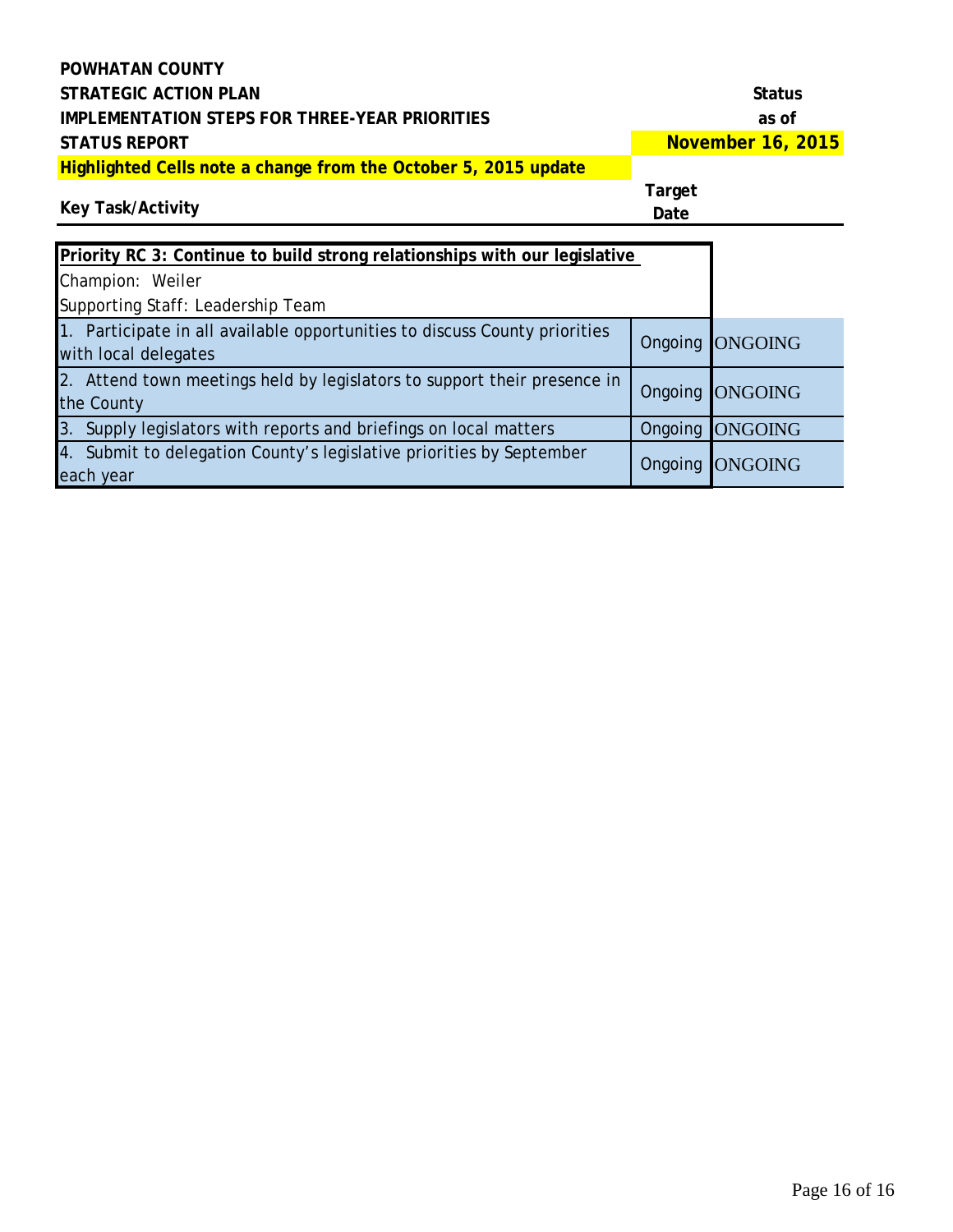**POWHATAN COUNTY**
**STRATEGIC ACTION PLAN**
**IMPLEMENTATION STEPS FOR THREE-YEAR PRIORITIES**
**STATUS REPORT**

**Highlighted Cells note a change from the October 5, 2015 update**

**Status as of November 16, 2015**

| Key Task/Activity | Target Date | Status as of November 16, 2015 |
|---|---|---|
| **Priority RC 3: Continue to build strong relationships with our legislative** | | |
| Champion: Weiler | | |
| Supporting Staff: Leadership Team | | |
| 1. Participate in all available opportunities to discuss County priorities with local delegates | Ongoing | ONGOING |
| 2. Attend town meetings held by legislators to support their presence in the County | Ongoing | ONGOING |
| 3. Supply legislators with reports and briefings on local matters | Ongoing | ONGOING |
| 4. Submit to delegation County's legislative priorities by September each year | Ongoing | ONGOING |